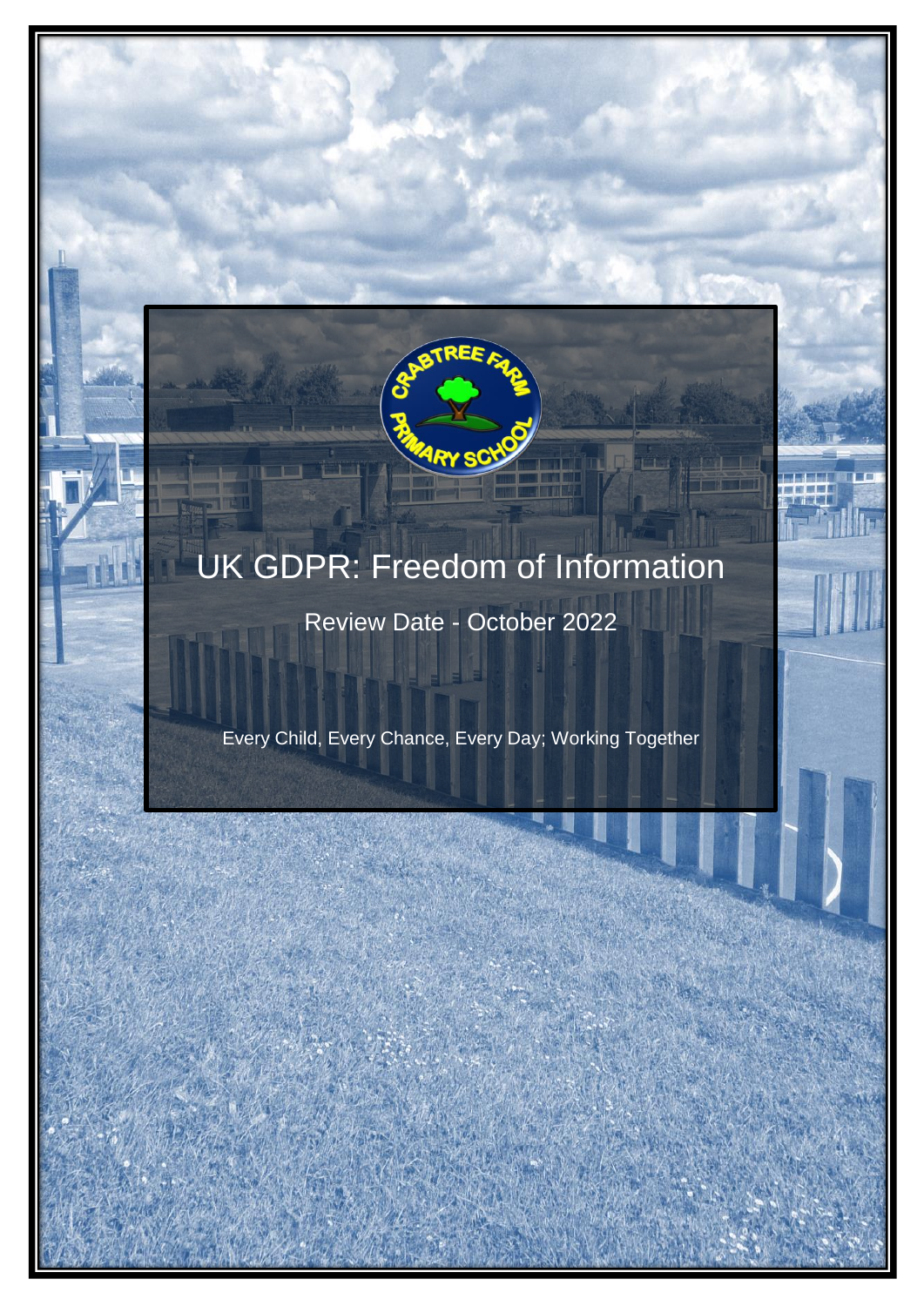# UK GDPR: Freedom of Information

Review Date - October 2022

Every Child, Every Chance, Every Day; Working Together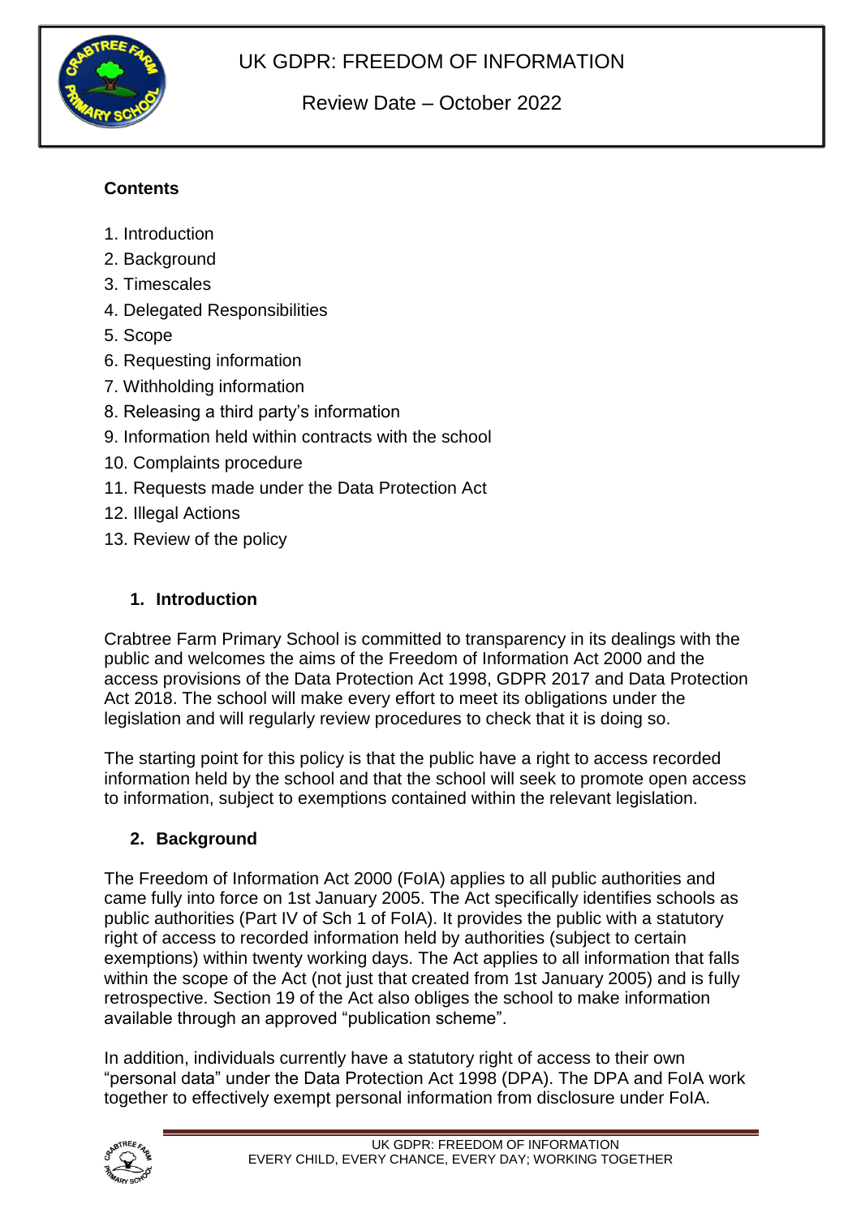# UK GDPR: FREEDOM OF INFORMATION

Review Date – October 2022

**Contents**

1. Introduction
2. Background
3. Timescales
4. Delegated Responsibilities
5. Scope
6. Requesting information
7. Withholding information
8. Releasing a third party's information
9. Information held within contracts with the school
10. Complaints procedure
11. Requests made under the Data Protection Act
12. Illegal Actions
13. Review of the policy

## 1. Introduction

Crabtree Farm Primary School is committed to transparency in its dealings with the public and welcomes the aims of the Freedom of Information Act 2000 and the access provisions of the Data Protection Act 1998, GDPR 2017 and Data Protection Act 2018. The school will make every effort to meet its obligations under the legislation and will regularly review procedures to check that it is doing so.

The starting point for this policy is that the public have a right to access recorded information held by the school and that the school will seek to promote open access to information, subject to exemptions contained within the relevant legislation.

## 2. Background

The Freedom of Information Act 2000 (FoIA) applies to all public authorities and came fully into force on 1st January 2005. The Act specifically identifies schools as public authorities (Part IV of Sch 1 of FoIA). It provides the public with a statutory right of access to recorded information held by authorities (subject to certain exemptions) within twenty working days. The Act applies to all information that falls within the scope of the Act (not just that created from 1st January 2005) and is fully retrospective. Section 19 of the Act also obliges the school to make information available through an approved "publication scheme".

In addition, individuals currently have a statutory right of access to their own "personal data" under the Data Protection Act 1998 (DPA). The DPA and FoIA work together to effectively exempt personal information from disclosure under FoIA.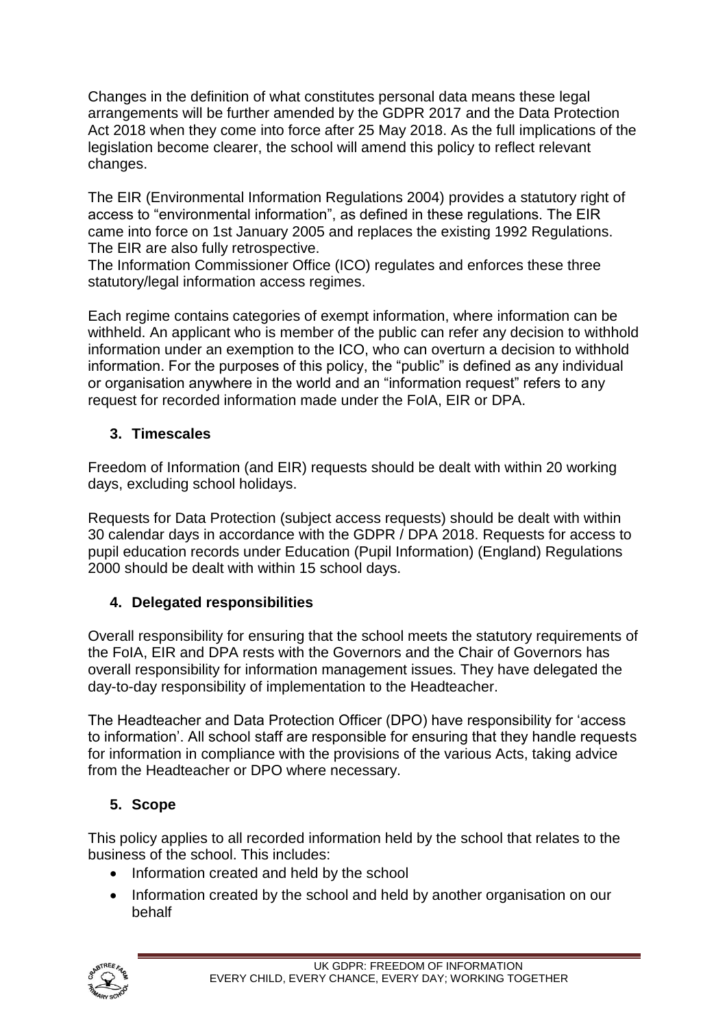Changes in the definition of what constitutes personal data means these legal arrangements will be further amended by the GDPR 2017 and the Data Protection Act 2018 when they come into force after 25 May 2018. As the full implications of the legislation become clearer, the school will amend this policy to reflect relevant changes.

The EIR (Environmental Information Regulations 2004) provides a statutory right of access to "environmental information", as defined in these regulations. The EIR came into force on 1st January 2005 and replaces the existing 1992 Regulations. The EIR are also fully retrospective.
The Information Commissioner Office (ICO) regulates and enforces these three statutory/legal information access regimes.

Each regime contains categories of exempt information, where information can be withheld. An applicant who is member of the public can refer any decision to withhold information under an exemption to the ICO, who can overturn a decision to withhold information. For the purposes of this policy, the "public" is defined as any individual or organisation anywhere in the world and an "information request" refers to any request for recorded information made under the FoIA, EIR or DPA.

## 3. Timescales

Freedom of Information (and EIR) requests should be dealt with within 20 working days, excluding school holidays.

Requests for Data Protection (subject access requests) should be dealt with within 30 calendar days in accordance with the GDPR / DPA 2018. Requests for access to pupil education records under Education (Pupil Information) (England) Regulations 2000 should be dealt with within 15 school days.

## 4. Delegated responsibilities

Overall responsibility for ensuring that the school meets the statutory requirements of the FoIA, EIR and DPA rests with the Governors and the Chair of Governors has overall responsibility for information management issues. They have delegated the day-to-day responsibility of implementation to the Headteacher.

The Headteacher and Data Protection Officer (DPO) have responsibility for 'access to information'. All school staff are responsible for ensuring that they handle requests for information in compliance with the provisions of the various Acts, taking advice from the Headteacher or DPO where necessary.

## 5. Scope

This policy applies to all recorded information held by the school that relates to the business of the school. This includes:

- Information created and held by the school
- Information created by the school and held by another organisation on our behalf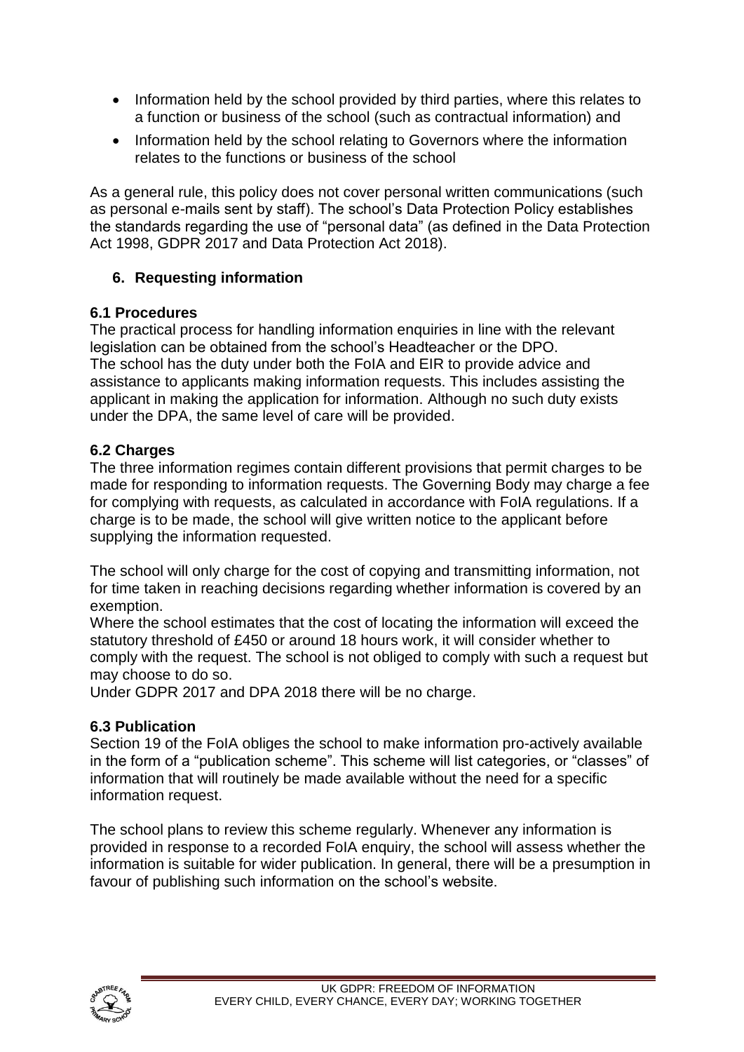- Information held by the school provided by third parties, where this relates to a function or business of the school (such as contractual information) and
- Information held by the school relating to Governors where the information relates to the functions or business of the school

As a general rule, this policy does not cover personal written communications (such as personal e-mails sent by staff). The school's Data Protection Policy establishes the standards regarding the use of "personal data" (as defined in the Data Protection Act 1998, GDPR 2017 and Data Protection Act 2018).

## 6. Requesting information

### 6.1 Procedures

The practical process for handling information enquiries in line with the relevant legislation can be obtained from the school's Headteacher or the DPO.
The school has the duty under both the FoIA and EIR to provide advice and assistance to applicants making information requests. This includes assisting the applicant in making the application for information. Although no such duty exists under the DPA, the same level of care will be provided.

### 6.2 Charges

The three information regimes contain different provisions that permit charges to be made for responding to information requests. The Governing Body may charge a fee for complying with requests, as calculated in accordance with FoIA regulations. If a charge is to be made, the school will give written notice to the applicant before supplying the information requested.

The school will only charge for the cost of copying and transmitting information, not for time taken in reaching decisions regarding whether information is covered by an exemption.
Where the school estimates that the cost of locating the information will exceed the statutory threshold of £450 or around 18 hours work, it will consider whether to comply with the request. The school is not obliged to comply with such a request but may choose to do so.
Under GDPR 2017 and DPA 2018 there will be no charge.

### 6.3 Publication

Section 19 of the FoIA obliges the school to make information pro-actively available in the form of a "publication scheme". This scheme will list categories, or "classes" of information that will routinely be made available without the need for a specific information request.

The school plans to review this scheme regularly. Whenever any information is provided in response to a recorded FoIA enquiry, the school will assess whether the information is suitable for wider publication. In general, there will be a presumption in favour of publishing such information on the school's website.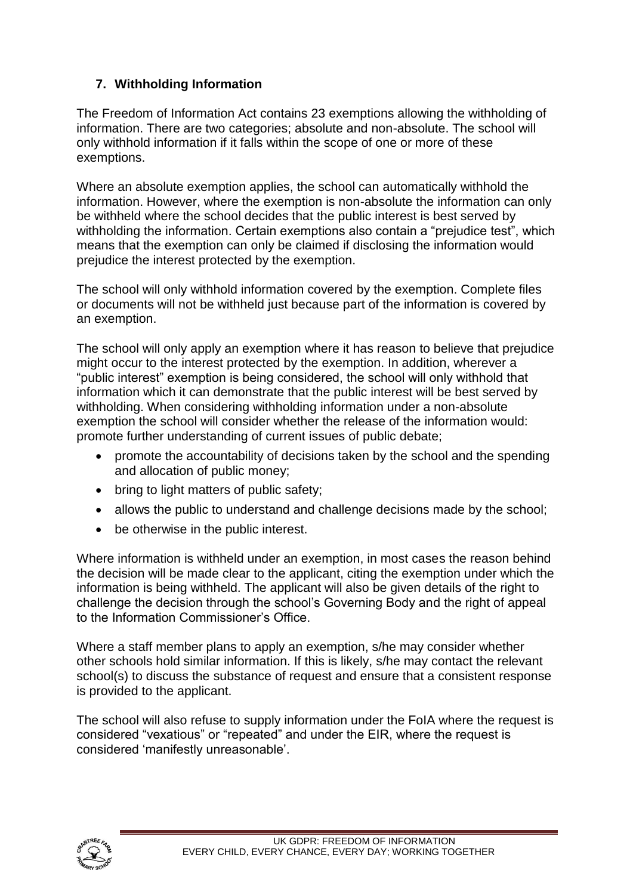## 7. Withholding Information

The Freedom of Information Act contains 23 exemptions allowing the withholding of information. There are two categories; absolute and non-absolute. The school will only withhold information if it falls within the scope of one or more of these exemptions.

Where an absolute exemption applies, the school can automatically withhold the information. However, where the exemption is non-absolute the information can only be withheld where the school decides that the public interest is best served by withholding the information. Certain exemptions also contain a "prejudice test", which means that the exemption can only be claimed if disclosing the information would prejudice the interest protected by the exemption.

The school will only withhold information covered by the exemption. Complete files or documents will not be withheld just because part of the information is covered by an exemption.

The school will only apply an exemption where it has reason to believe that prejudice might occur to the interest protected by the exemption. In addition, wherever a "public interest" exemption is being considered, the school will only withhold that information which it can demonstrate that the public interest will be best served by withholding. When considering withholding information under a non-absolute exemption the school will consider whether the release of the information would: promote further understanding of current issues of public debate;

- promote the accountability of decisions taken by the school and the spending and allocation of public money;
- bring to light matters of public safety;
- allows the public to understand and challenge decisions made by the school;
- be otherwise in the public interest.

Where information is withheld under an exemption, in most cases the reason behind the decision will be made clear to the applicant, citing the exemption under which the information is being withheld. The applicant will also be given details of the right to challenge the decision through the school's Governing Body and the right of appeal to the Information Commissioner's Office.

Where a staff member plans to apply an exemption, s/he may consider whether other schools hold similar information. If this is likely, s/he may contact the relevant school(s) to discuss the substance of request and ensure that a consistent response is provided to the applicant.

The school will also refuse to supply information under the FoIA where the request is considered "vexatious" or "repeated" and under the EIR, where the request is considered 'manifestly unreasonable'.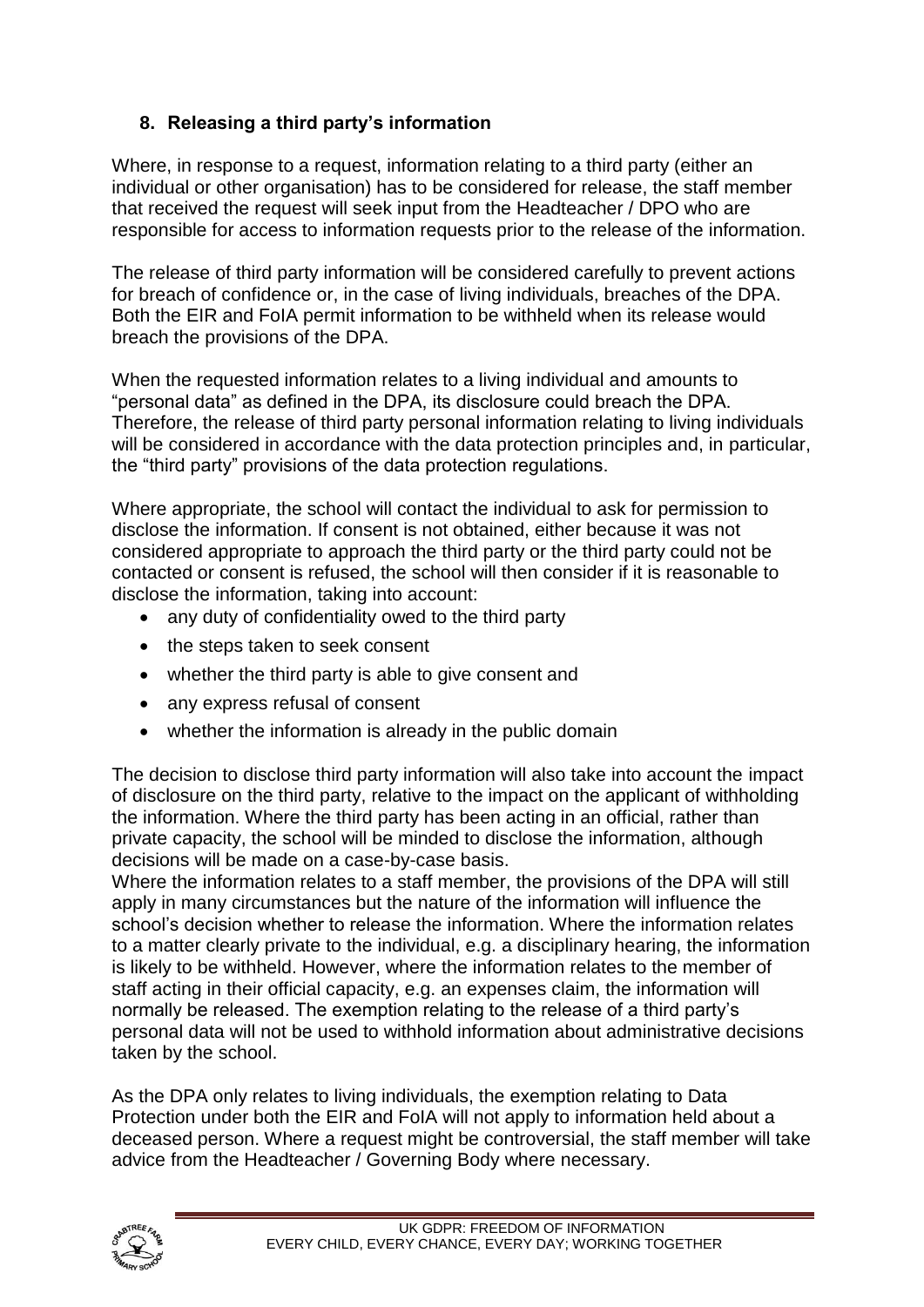### 8. Releasing a third party's information

Where, in response to a request, information relating to a third party (either an individual or other organisation) has to be considered for release, the staff member that received the request will seek input from the Headteacher / DPO who are responsible for access to information requests prior to the release of the information.

The release of third party information will be considered carefully to prevent actions for breach of confidence or, in the case of living individuals, breaches of the DPA. Both the EIR and FoIA permit information to be withheld when its release would breach the provisions of the DPA.

When the requested information relates to a living individual and amounts to "personal data" as defined in the DPA, its disclosure could breach the DPA. Therefore, the release of third party personal information relating to living individuals will be considered in accordance with the data protection principles and, in particular, the "third party" provisions of the data protection regulations.

Where appropriate, the school will contact the individual to ask for permission to disclose the information. If consent is not obtained, either because it was not considered appropriate to approach the third party or the third party could not be contacted or consent is refused, the school will then consider if it is reasonable to disclose the information, taking into account:

- any duty of confidentiality owed to the third party
- the steps taken to seek consent
- whether the third party is able to give consent and
- any express refusal of consent
- whether the information is already in the public domain

The decision to disclose third party information will also take into account the impact of disclosure on the third party, relative to the impact on the applicant of withholding the information. Where the third party has been acting in an official, rather than private capacity, the school will be minded to disclose the information, although decisions will be made on a case-by-case basis.

Where the information relates to a staff member, the provisions of the DPA will still apply in many circumstances but the nature of the information will influence the school's decision whether to release the information. Where the information relates to a matter clearly private to the individual, e.g. a disciplinary hearing, the information is likely to be withheld. However, where the information relates to the member of staff acting in their official capacity, e.g. an expenses claim, the information will normally be released. The exemption relating to the release of a third party's personal data will not be used to withhold information about administrative decisions taken by the school.

As the DPA only relates to living individuals, the exemption relating to Data Protection under both the EIR and FoIA will not apply to information held about a deceased person. Where a request might be controversial, the staff member will take advice from the Headteacher / Governing Body where necessary.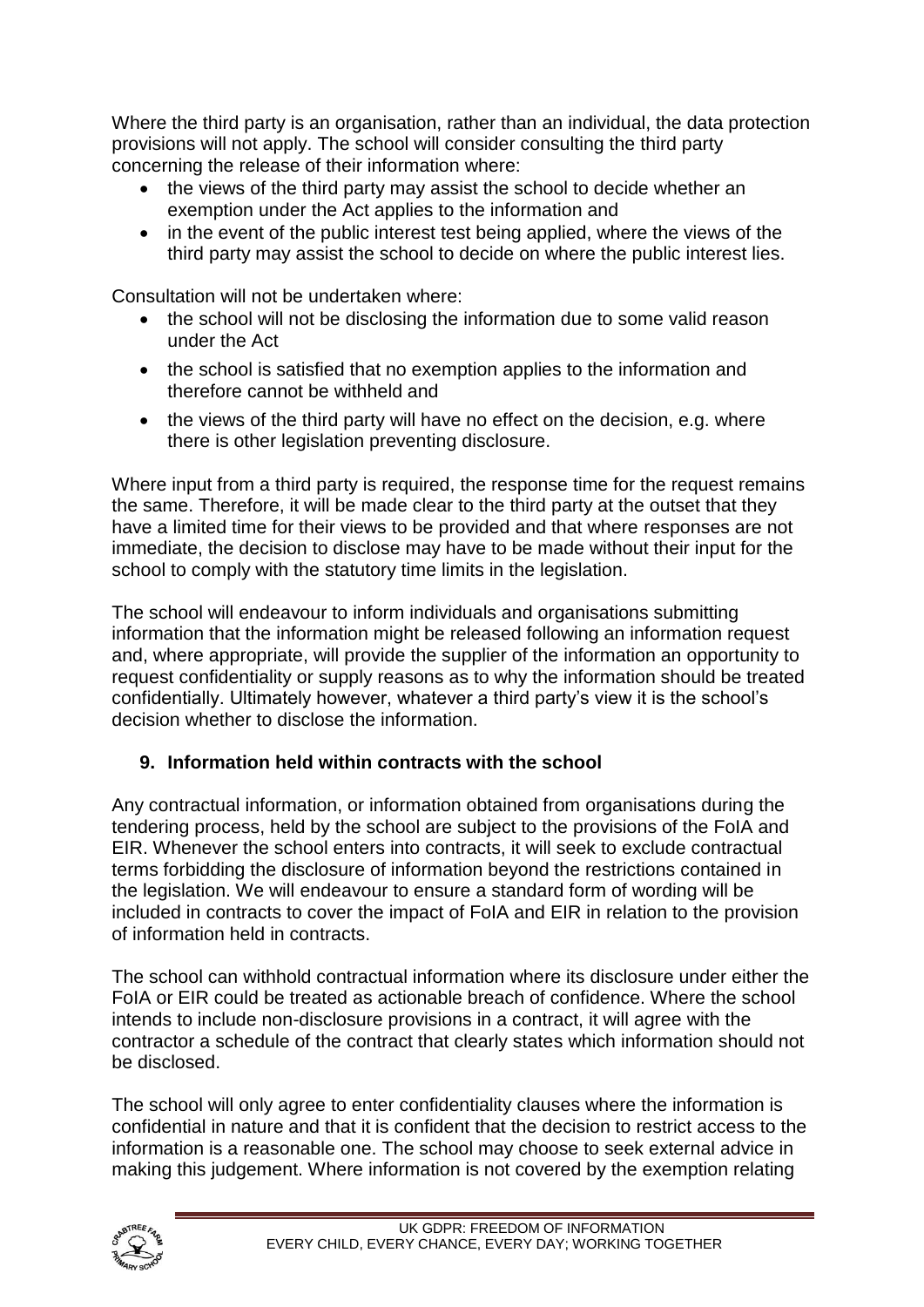Where the third party is an organisation, rather than an individual, the data protection provisions will not apply. The school will consider consulting the third party concerning the release of their information where:

- the views of the third party may assist the school to decide whether an exemption under the Act applies to the information and
- in the event of the public interest test being applied, where the views of the third party may assist the school to decide on where the public interest lies.

Consultation will not be undertaken where:

- the school will not be disclosing the information due to some valid reason under the Act
- the school is satisfied that no exemption applies to the information and therefore cannot be withheld and
- the views of the third party will have no effect on the decision, e.g. where there is other legislation preventing disclosure.

Where input from a third party is required, the response time for the request remains the same. Therefore, it will be made clear to the third party at the outset that they have a limited time for their views to be provided and that where responses are not immediate, the decision to disclose may have to be made without their input for the school to comply with the statutory time limits in the legislation.

The school will endeavour to inform individuals and organisations submitting information that the information might be released following an information request and, where appropriate, will provide the supplier of the information an opportunity to request confidentiality or supply reasons as to why the information should be treated confidentially. Ultimately however, whatever a third party's view it is the school's decision whether to disclose the information.

## 9. Information held within contracts with the school

Any contractual information, or information obtained from organisations during the tendering process, held by the school are subject to the provisions of the FoIA and EIR. Whenever the school enters into contracts, it will seek to exclude contractual terms forbidding the disclosure of information beyond the restrictions contained in the legislation. We will endeavour to ensure a standard form of wording will be included in contracts to cover the impact of FoIA and EIR in relation to the provision of information held in contracts.

The school can withhold contractual information where its disclosure under either the FoIA or EIR could be treated as actionable breach of confidence. Where the school intends to include non-disclosure provisions in a contract, it will agree with the contractor a schedule of the contract that clearly states which information should not be disclosed.

The school will only agree to enter confidentiality clauses where the information is confidential in nature and that it is confident that the decision to restrict access to the information is a reasonable one. The school may choose to seek external advice in making this judgement. Where information is not covered by the exemption relating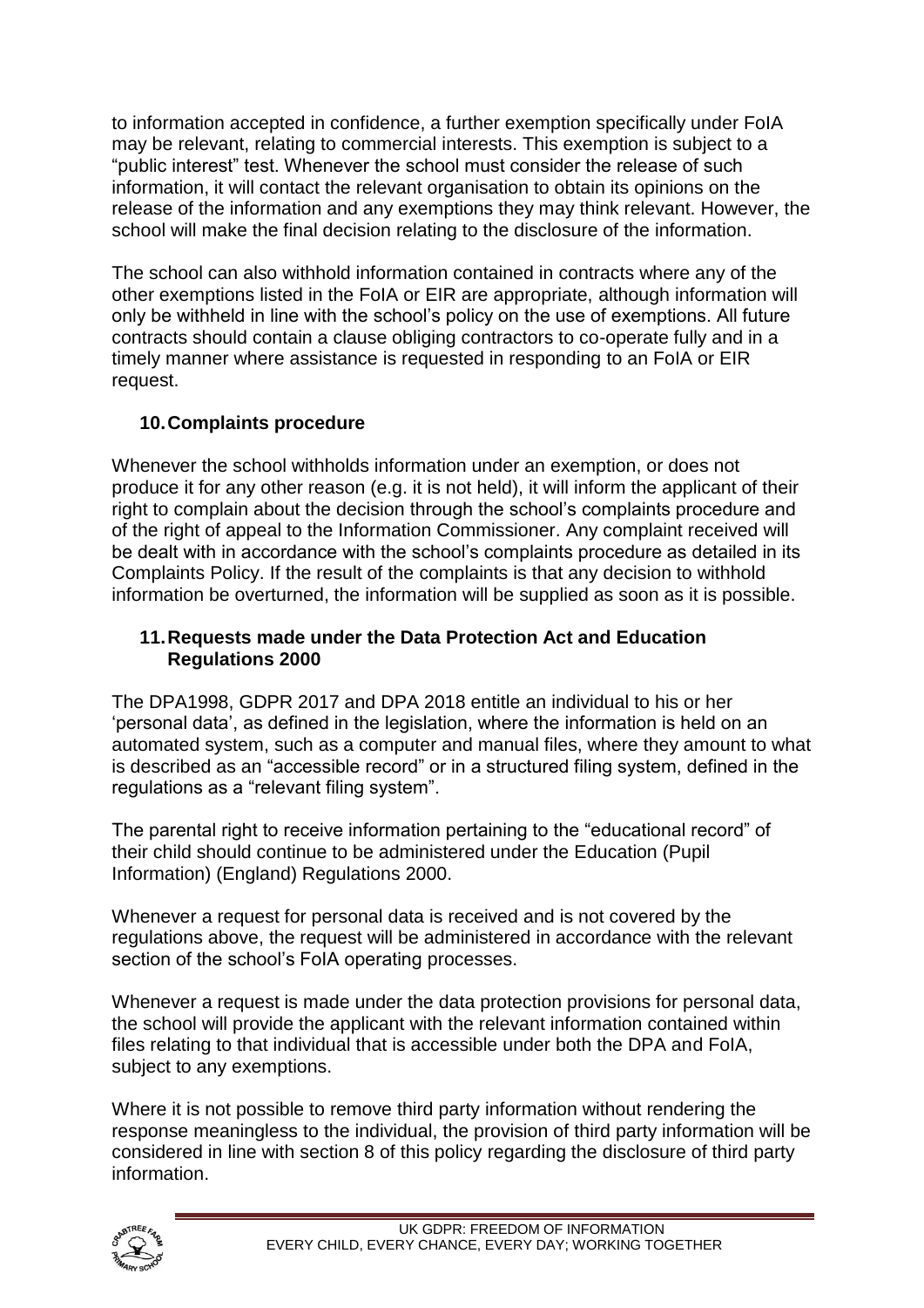to information accepted in confidence, a further exemption specifically under FoIA may be relevant, relating to commercial interests. This exemption is subject to a "public interest" test. Whenever the school must consider the release of such information, it will contact the relevant organisation to obtain its opinions on the release of the information and any exemptions they may think relevant. However, the school will make the final decision relating to the disclosure of the information.

The school can also withhold information contained in contracts where any of the other exemptions listed in the FoIA or EIR are appropriate, although information will only be withheld in line with the school's policy on the use of exemptions. All future contracts should contain a clause obliging contractors to co-operate fully and in a timely manner where assistance is requested in responding to an FoIA or EIR request.

## 10. Complaints procedure

Whenever the school withholds information under an exemption, or does not produce it for any other reason (e.g. it is not held), it will inform the applicant of their right to complain about the decision through the school's complaints procedure and of the right of appeal to the Information Commissioner. Any complaint received will be dealt with in accordance with the school's complaints procedure as detailed in its Complaints Policy. If the result of the complaints is that any decision to withhold information be overturned, the information will be supplied as soon as it is possible.

## 11. Requests made under the Data Protection Act and Education Regulations 2000

The DPA1998, GDPR 2017 and DPA 2018 entitle an individual to his or her 'personal data', as defined in the legislation, where the information is held on an automated system, such as a computer and manual files, where they amount to what is described as an "accessible record" or in a structured filing system, defined in the regulations as a "relevant filing system".

The parental right to receive information pertaining to the "educational record" of their child should continue to be administered under the Education (Pupil Information) (England) Regulations 2000.

Whenever a request for personal data is received and is not covered by the regulations above, the request will be administered in accordance with the relevant section of the school's FoIA operating processes.

Whenever a request is made under the data protection provisions for personal data, the school will provide the applicant with the relevant information contained within files relating to that individual that is accessible under both the DPA and FoIA, subject to any exemptions.

Where it is not possible to remove third party information without rendering the response meaningless to the individual, the provision of third party information will be considered in line with section 8 of this policy regarding the disclosure of third party information.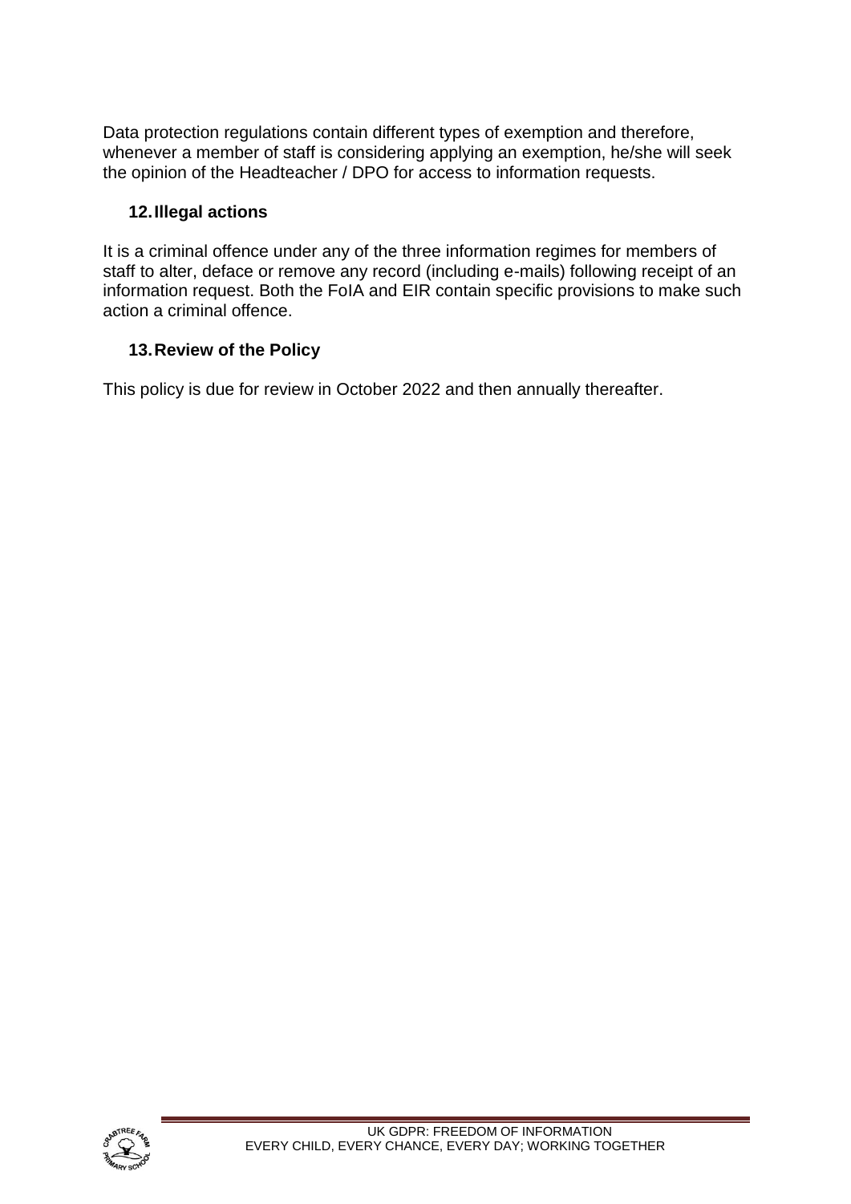Data protection regulations contain different types of exemption and therefore, whenever a member of staff is considering applying an exemption, he/she will seek the opinion of the Headteacher / DPO for access to information requests.

## 12. Illegal actions

It is a criminal offence under any of the three information regimes for members of staff to alter, deface or remove any record (including e-mails) following receipt of an information request. Both the FoIA and EIR contain specific provisions to make such action a criminal offence.

## 13. Review of the Policy

This policy is due for review in October 2022 and then annually thereafter.